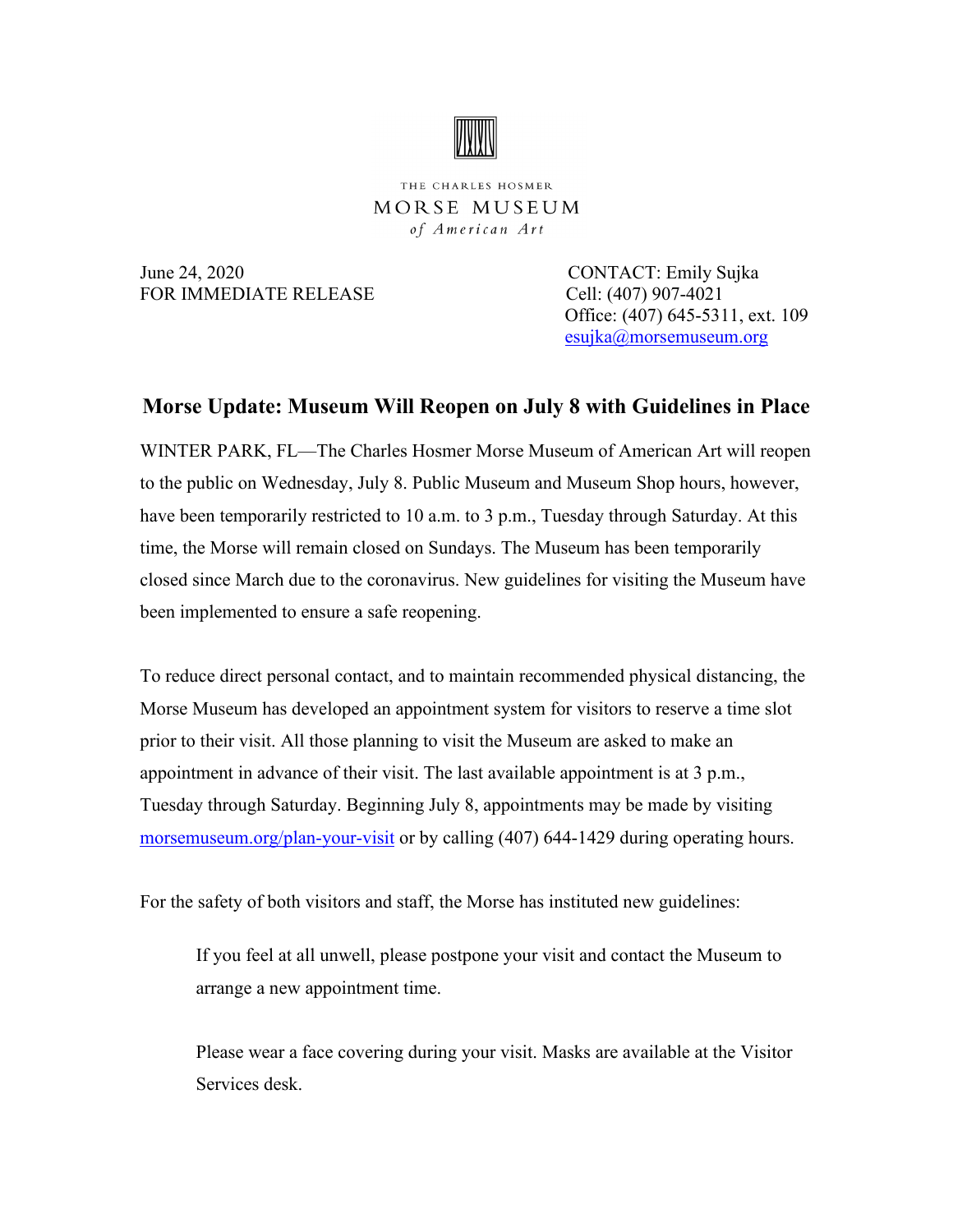THE CHARLES HOSMER

MORSE MUSEUM

*of American Art*

June 24, 2020
FOR IMMEDIATE RELEASE

CONTACT: Emily Sujka
Cell: (407) 907-4021
Office: (407) 645-5311, ext. 109
esujka@morsemuseum.org

## Morse Update: Museum Will Reopen on July 8 with Guidelines in Place

WINTER PARK, FL—The Charles Hosmer Morse Museum of American Art will reopen to the public on Wednesday, July 8. Public Museum and Museum Shop hours, however, have been temporarily restricted to 10 a.m. to 3 p.m., Tuesday through Saturday. At this time, the Morse will remain closed on Sundays. The Museum has been temporarily closed since March due to the coronavirus. New guidelines for visiting the Museum have been implemented to ensure a safe reopening.

To reduce direct personal contact, and to maintain recommended physical distancing, the Morse Museum has developed an appointment system for visitors to reserve a time slot prior to their visit. All those planning to visit the Museum are asked to make an appointment in advance of their visit. The last available appointment is at 3 p.m., Tuesday through Saturday. Beginning July 8, appointments may be made by visiting morsemuseum.org/plan-your-visit or by calling (407) 644-1429 during operating hours.

For the safety of both visitors and staff, the Morse has instituted new guidelines:

> If you feel at all unwell, please postpone your visit and contact the Museum to arrange a new appointment time.
>
> Please wear a face covering during your visit. Masks are available at the Visitor Services desk.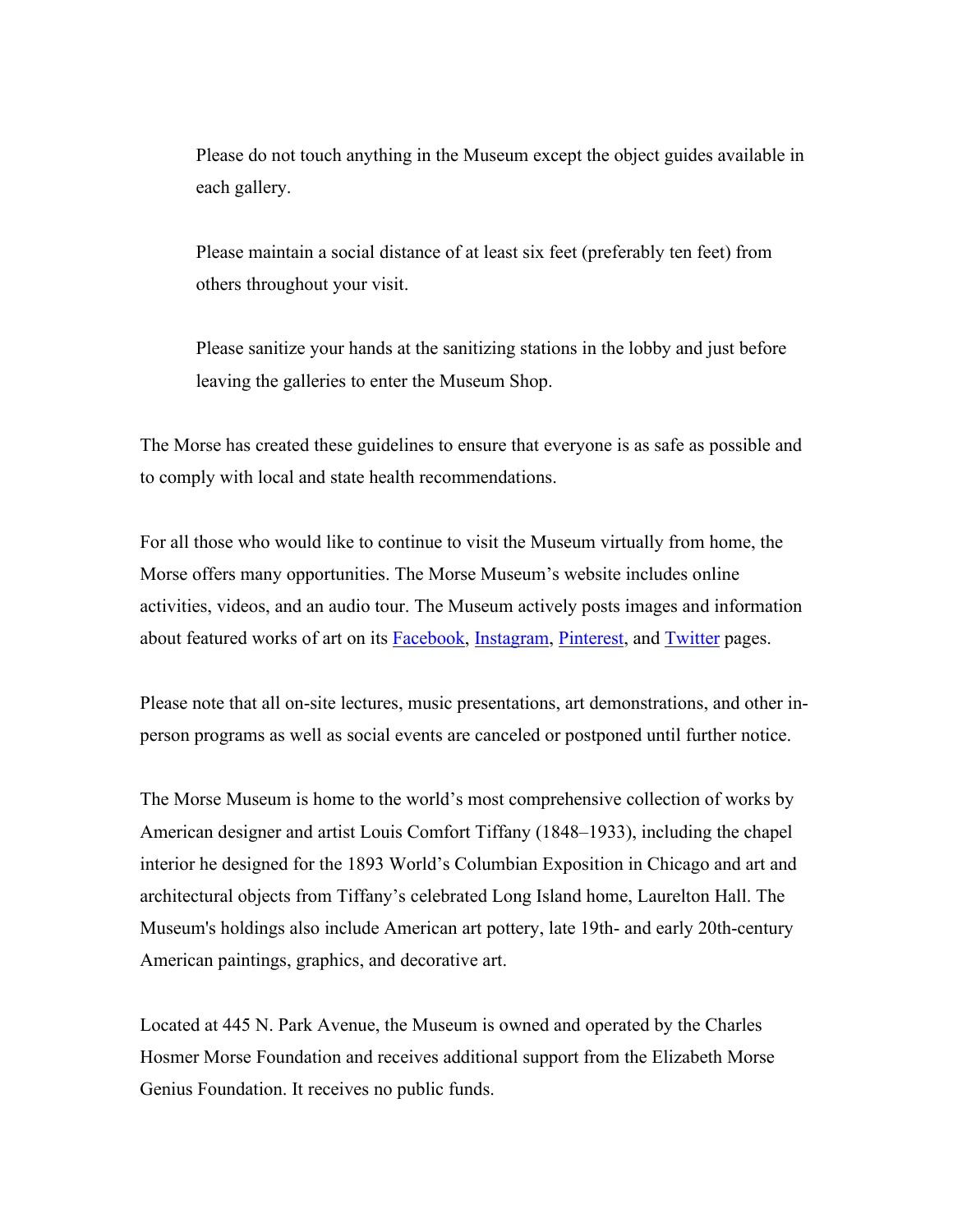Please do not touch anything in the Museum except the object guides available in each gallery.

Please maintain a social distance of at least six feet (preferably ten feet) from others throughout your visit.

Please sanitize your hands at the sanitizing stations in the lobby and just before leaving the galleries to enter the Museum Shop.

The Morse has created these guidelines to ensure that everyone is as safe as possible and to comply with local and state health recommendations.

For all those who would like to continue to visit the Museum virtually from home, the Morse offers many opportunities. The Morse Museum's website includes online activities, videos, and an audio tour. The Museum actively posts images and information about featured works of art on its Facebook, Instagram, Pinterest, and Twitter pages.

Please note that all on-site lectures, music presentations, art demonstrations, and other in-person programs as well as social events are canceled or postponed until further notice.

The Morse Museum is home to the world's most comprehensive collection of works by American designer and artist Louis Comfort Tiffany (1848–1933), including the chapel interior he designed for the 1893 World's Columbian Exposition in Chicago and art and architectural objects from Tiffany's celebrated Long Island home, Laurelton Hall. The Museum's holdings also include American art pottery, late 19th- and early 20th-century American paintings, graphics, and decorative art.

Located at 445 N. Park Avenue, the Museum is owned and operated by the Charles Hosmer Morse Foundation and receives additional support from the Elizabeth Morse Genius Foundation. It receives no public funds.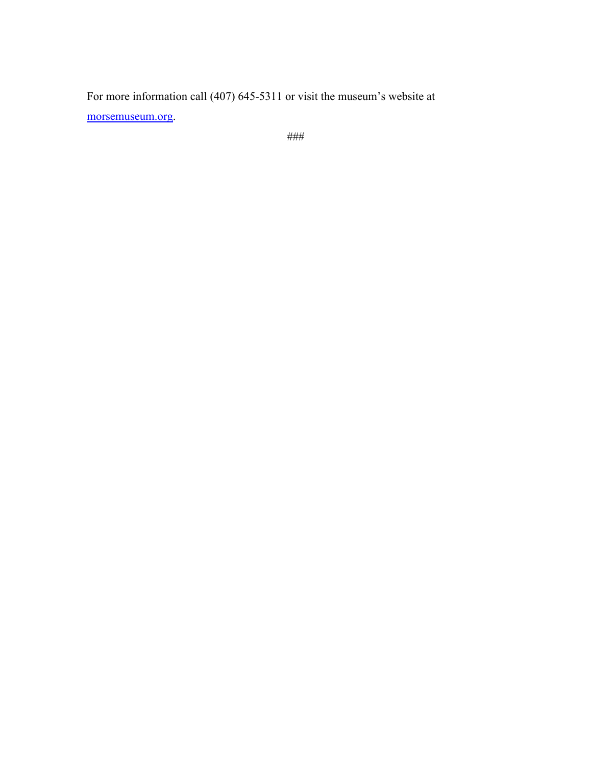For more information call (407) 645-5311 or visit the museum's website at [morsemuseum.org](morsemuseum.org).

###